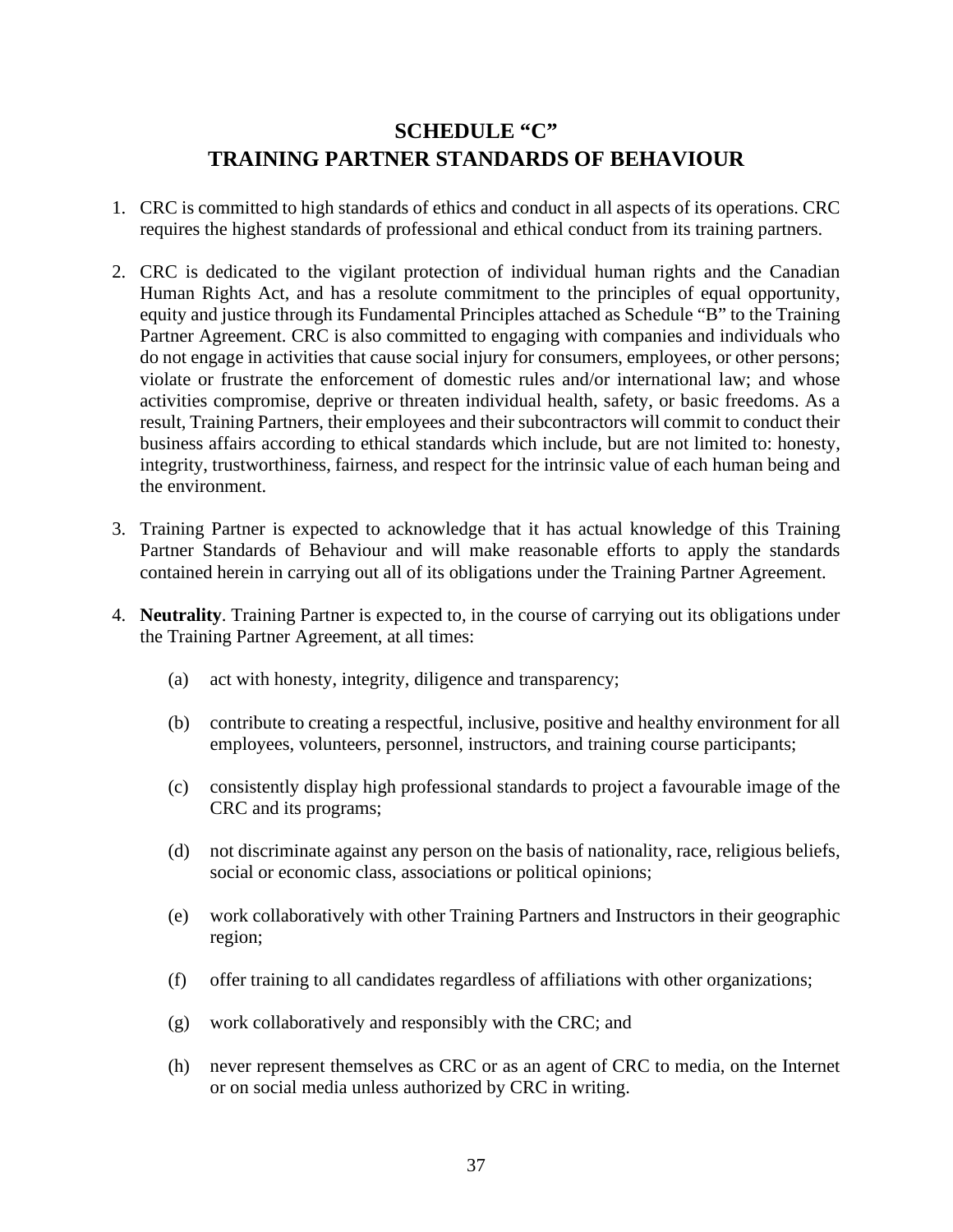# SCHEDULE "C"
# TRAINING PARTNER STANDARDS OF BEHAVIOUR

1. CRC is committed to high standards of ethics and conduct in all aspects of its operations. CRC requires the highest standards of professional and ethical conduct from its training partners.

2. CRC is dedicated to the vigilant protection of individual human rights and the Canadian Human Rights Act, and has a resolute commitment to the principles of equal opportunity, equity and justice through its Fundamental Principles attached as Schedule "B" to the Training Partner Agreement. CRC is also committed to engaging with companies and individuals who do not engage in activities that cause social injury for consumers, employees, or other persons; violate or frustrate the enforcement of domestic rules and/or international law; and whose activities compromise, deprive or threaten individual health, safety, or basic freedoms. As a result, Training Partners, their employees and their subcontractors will commit to conduct their business affairs according to ethical standards which include, but are not limited to: honesty, integrity, trustworthiness, fairness, and respect for the intrinsic value of each human being and the environment.

3. Training Partner is expected to acknowledge that it has actual knowledge of this Training Partner Standards of Behaviour and will make reasonable efforts to apply the standards contained herein in carrying out all of its obligations under the Training Partner Agreement.

4. **Neutrality**. Training Partner is expected to, in the course of carrying out its obligations under the Training Partner Agreement, at all times:

   (a) act with honesty, integrity, diligence and transparency;

   (b) contribute to creating a respectful, inclusive, positive and healthy environment for all employees, volunteers, personnel, instructors, and training course participants;

   (c) consistently display high professional standards to project a favourable image of the CRC and its programs;

   (d) not discriminate against any person on the basis of nationality, race, religious beliefs, social or economic class, associations or political opinions;

   (e) work collaboratively with other Training Partners and Instructors in their geographic region;

   (f) offer training to all candidates regardless of affiliations with other organizations;

   (g) work collaboratively and responsibly with the CRC; and

   (h) never represent themselves as CRC or as an agent of CRC to media, on the Internet or on social media unless authorized by CRC in writing.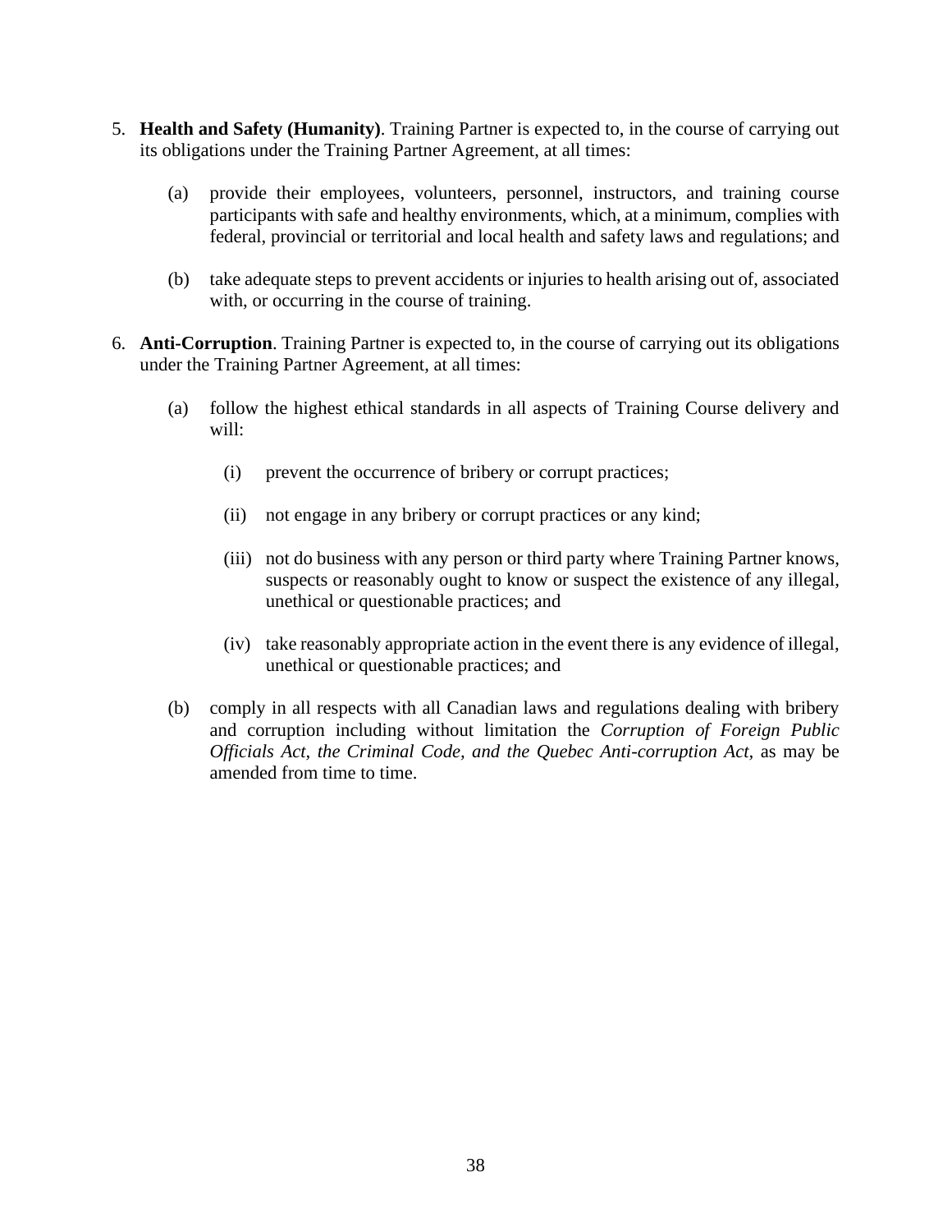5. **Health and Safety (Humanity)**. Training Partner is expected to, in the course of carrying out its obligations under the Training Partner Agreement, at all times:

   (a) provide their employees, volunteers, personnel, instructors, and training course participants with safe and healthy environments, which, at a minimum, complies with federal, provincial or territorial and local health and safety laws and regulations; and

   (b) take adequate steps to prevent accidents or injuries to health arising out of, associated with, or occurring in the course of training.

6. **Anti-Corruption**. Training Partner is expected to, in the course of carrying out its obligations under the Training Partner Agreement, at all times:

   (a) follow the highest ethical standards in all aspects of Training Course delivery and will:

      (i) prevent the occurrence of bribery or corrupt practices;

      (ii) not engage in any bribery or corrupt practices or any kind;

      (iii) not do business with any person or third party where Training Partner knows, suspects or reasonably ought to know or suspect the existence of any illegal, unethical or questionable practices; and

      (iv) take reasonably appropriate action in the event there is any evidence of illegal, unethical or questionable practices; and

   (b) comply in all respects with all Canadian laws and regulations dealing with bribery and corruption including without limitation the *Corruption of Foreign Public Officials Act, the Criminal Code, and the Quebec Anti-corruption Act*, as may be amended from time to time.